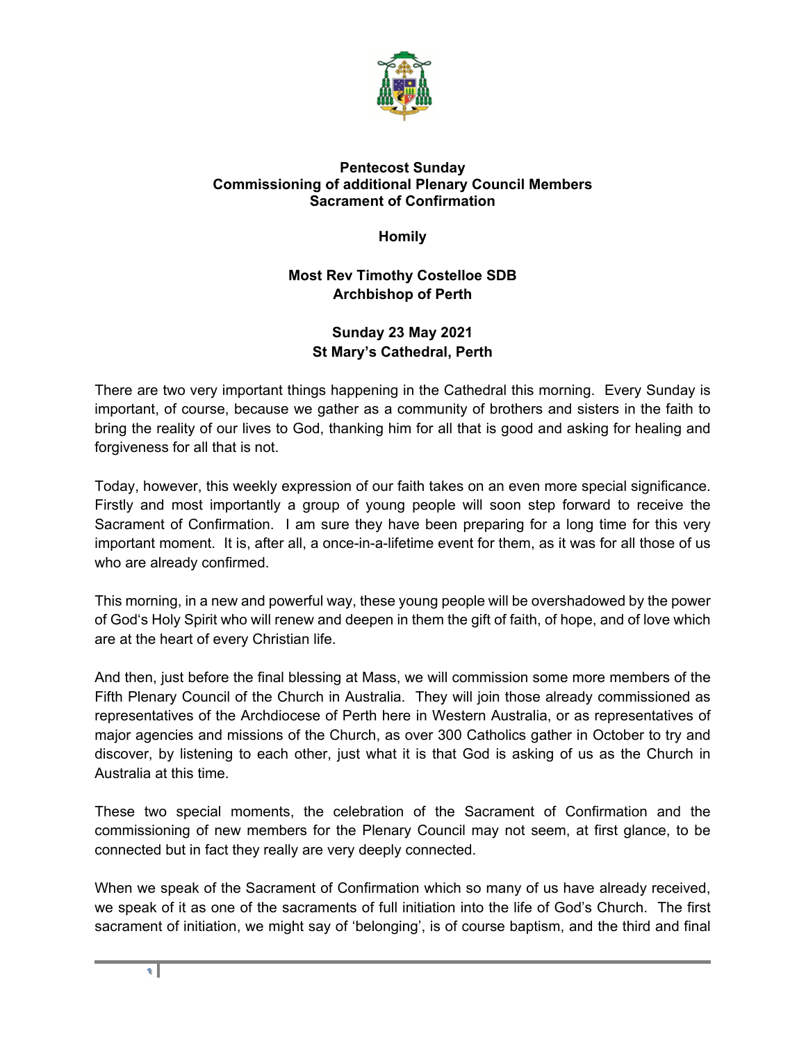**Pentecost Sunday**
**Commissioning of additional Plenary Council Members**
**Sacrament of Confirmation**

**Homily**

**Most Rev Timothy Costelloe SDB**
**Archbishop of Perth**

**Sunday 23 May 2021**
**St Mary's Cathedral, Perth**

There are two very important things happening in the Cathedral this morning. Every Sunday is important, of course, because we gather as a community of brothers and sisters in the faith to bring the reality of our lives to God, thanking him for all that is good and asking for healing and forgiveness for all that is not.

Today, however, this weekly expression of our faith takes on an even more special significance. Firstly and most importantly a group of young people will soon step forward to receive the Sacrament of Confirmation. I am sure they have been preparing for a long time for this very important moment. It is, after all, a once-in-a-lifetime event for them, as it was for all those of us who are already confirmed.

This morning, in a new and powerful way, these young people will be overshadowed by the power of God's Holy Spirit who will renew and deepen in them the gift of faith, of hope, and of love which are at the heart of every Christian life.

And then, just before the final blessing at Mass, we will commission some more members of the Fifth Plenary Council of the Church in Australia. They will join those already commissioned as representatives of the Archdiocese of Perth here in Western Australia, or as representatives of major agencies and missions of the Church, as over 300 Catholics gather in October to try and discover, by listening to each other, just what it is that God is asking of us as the Church in Australia at this time.

These two special moments, the celebration of the Sacrament of Confirmation and the commissioning of new members for the Plenary Council may not seem, at first glance, to be connected but in fact they really are very deeply connected.

When we speak of the Sacrament of Confirmation which so many of us have already received, we speak of it as one of the sacraments of full initiation into the life of God's Church. The first sacrament of initiation, we might say of 'belonging', is of course baptism, and the third and final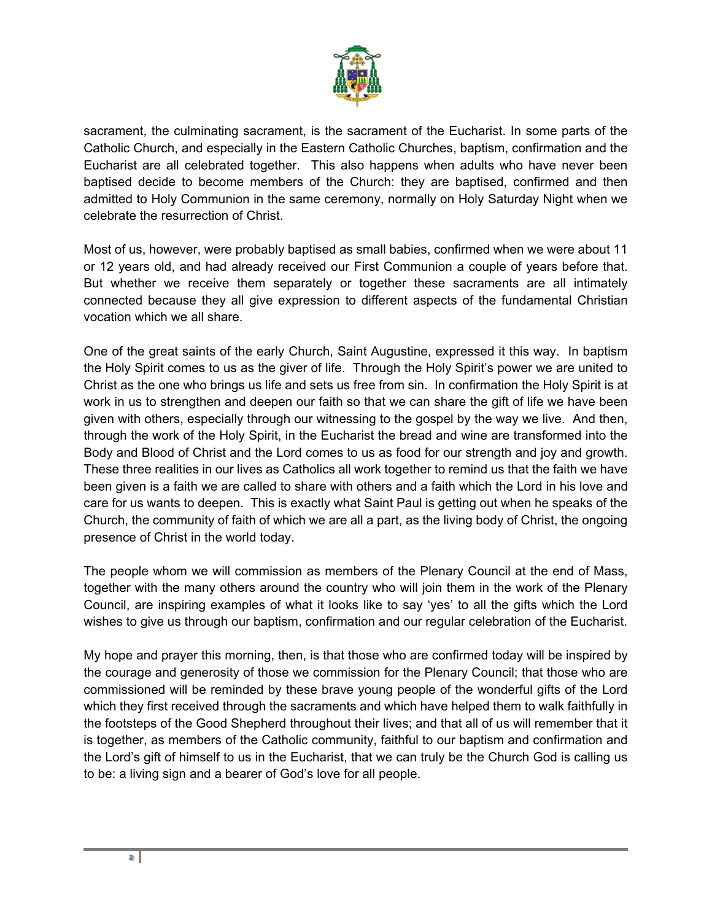sacrament, the culminating sacrament, is the sacrament of the Eucharist. In some parts of the Catholic Church, and especially in the Eastern Catholic Churches, baptism, confirmation and the Eucharist are all celebrated together. This also happens when adults who have never been baptised decide to become members of the Church: they are baptised, confirmed and then admitted to Holy Communion in the same ceremony, normally on Holy Saturday Night when we celebrate the resurrection of Christ.

Most of us, however, were probably baptised as small babies, confirmed when we were about 11 or 12 years old, and had already received our First Communion a couple of years before that. But whether we receive them separately or together these sacraments are all intimately connected because they all give expression to different aspects of the fundamental Christian vocation which we all share.

One of the great saints of the early Church, Saint Augustine, expressed it this way. In baptism the Holy Spirit comes to us as the giver of life. Through the Holy Spirit's power we are united to Christ as the one who brings us life and sets us free from sin. In confirmation the Holy Spirit is at work in us to strengthen and deepen our faith so that we can share the gift of life we have been given with others, especially through our witnessing to the gospel by the way we live. And then, through the work of the Holy Spirit, in the Eucharist the bread and wine are transformed into the Body and Blood of Christ and the Lord comes to us as food for our strength and joy and growth. These three realities in our lives as Catholics all work together to remind us that the faith we have been given is a faith we are called to share with others and a faith which the Lord in his love and care for us wants to deepen. This is exactly what Saint Paul is getting out when he speaks of the Church, the community of faith of which we are all a part, as the living body of Christ, the ongoing presence of Christ in the world today.

The people whom we will commission as members of the Plenary Council at the end of Mass, together with the many others around the country who will join them in the work of the Plenary Council, are inspiring examples of what it looks like to say 'yes' to all the gifts which the Lord wishes to give us through our baptism, confirmation and our regular celebration of the Eucharist.

My hope and prayer this morning, then, is that those who are confirmed today will be inspired by the courage and generosity of those we commission for the Plenary Council; that those who are commissioned will be reminded by these brave young people of the wonderful gifts of the Lord which they first received through the sacraments and which have helped them to walk faithfully in the footsteps of the Good Shepherd throughout their lives; and that all of us will remember that it is together, as members of the Catholic community, faithful to our baptism and confirmation and the Lord's gift of himself to us in the Eucharist, that we can truly be the Church God is calling us to be: a living sign and a bearer of God's love for all people.